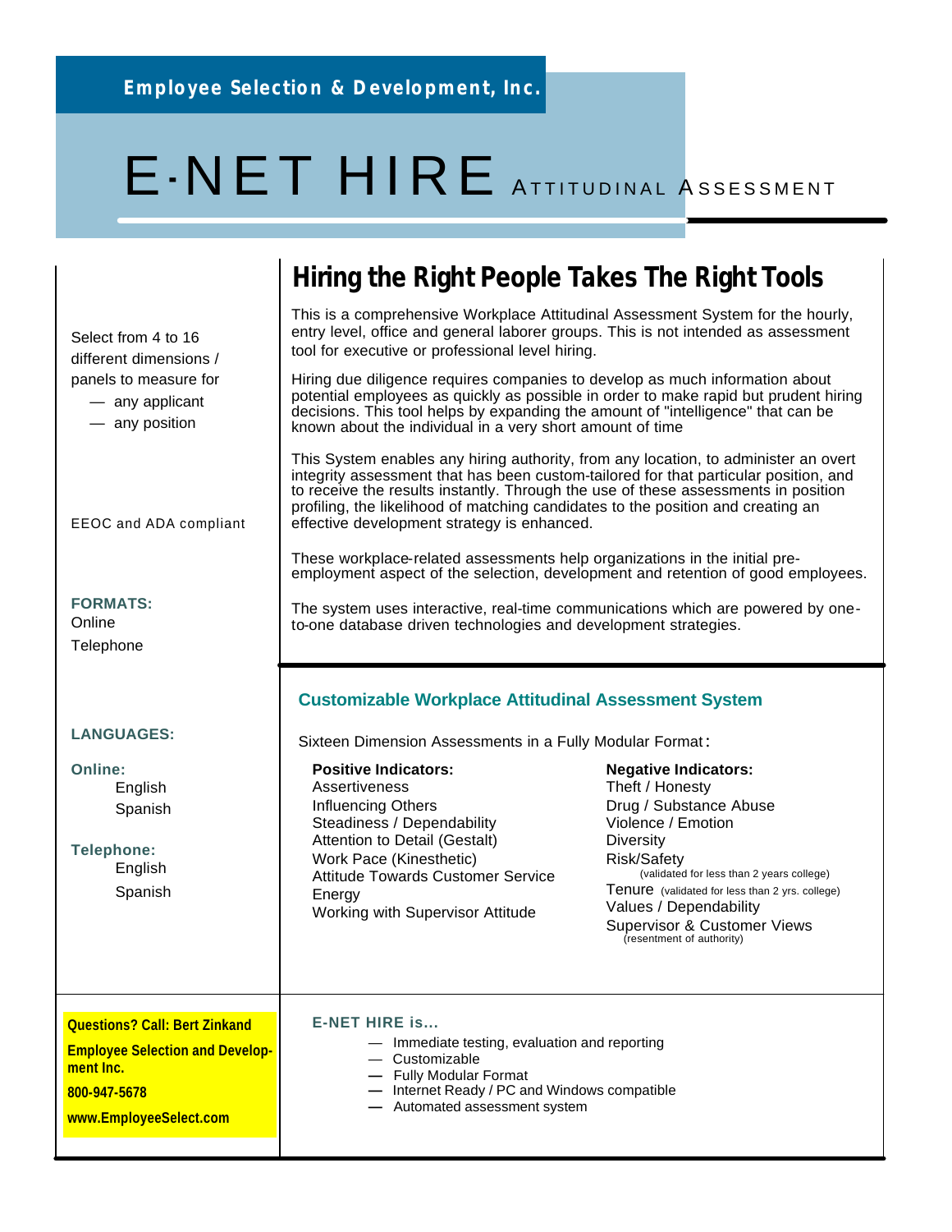**Employee Selection & Development, Inc.**

# E-NET HIRE ATTITUDINAL ASSESSMENT

Select from 4 to 16 different dimensions / panels to measure for

- any applicant
- any position

EEOC and ADA compliant

**FORMATS:**
Online
Telephone

**LANGUAGES:**

**Online:**
English
Spanish

**Telephone:**
English
Spanish

## Hiring the Right People Takes The Right Tools

This is a comprehensive Workplace Attitudinal Assessment System for the hourly, entry level, office and general laborer groups. This is not intended as assessment tool for executive or professional level hiring.

Hiring due diligence requires companies to develop as much information about potential employees as quickly as possible in order to make rapid but prudent hiring decisions. This tool helps by expanding the amount of "intelligence" that can be known about the individual in a very short amount of time

This System enables any hiring authority, from any location, to administer an overt integrity assessment that has been custom-tailored for that particular position, and to receive the results instantly. Through the use of these assessments in position profiling, the likelihood of matching candidates to the position and creating an effective development strategy is enhanced.

These workplace-related assessments help organizations in the initial pre-employment aspect of the selection, development and retention of good employees.

The system uses interactive, real-time communications which are powered by one-to-one database driven technologies and development strategies.

### Customizable Workplace Attitudinal Assessment System

Sixteen Dimension Assessments in a Fully Modular Format:

**Positive Indicators:**
- Assertiveness
- Influencing Others
- Steadiness / Dependability
- Attention to Detail (Gestalt)
- Work Pace (Kinesthetic)
- Attitude Towards Customer Service
- Energy
- Working with Supervisor Attitude

**Negative Indicators:**
- Theft / Honesty
- Drug / Substance Abuse
- Violence / Emotion
- Diversity
- Risk/Safety (validated for less than 2 years college)
- Tenure (validated for less than 2 yrs. college)
- Values / Dependability
- Supervisor & Customer Views (resentment of authority)

**Questions? Call: Bert Zinkand**
**Employee Selection and Development Inc.**
**800-947-5678**
**www.EmployeeSelect.com**

**E-NET HIRE is...**

- Immediate testing, evaluation and reporting
- Customizable
- Fully Modular Format
- Internet Ready / PC and Windows compatible
- Automated assessment system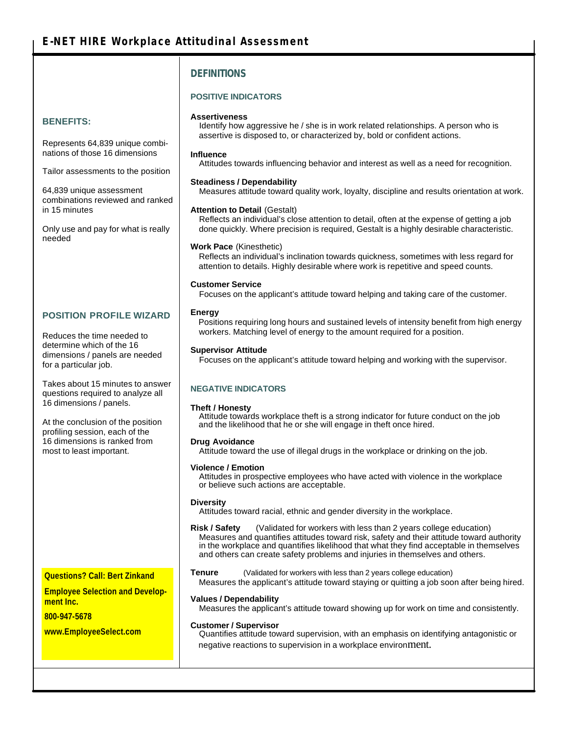# E-NET HIRE Workplace Attitudinal Assessment

## BENEFITS:

Represents 64,839 unique combinations of those 16 dimensions

Tailor assessments to the position

64,839 unique assessment combinations reviewed and ranked in 15 minutes

Only use and pay for what is really needed

## POSITION PROFILE WIZARD

Reduces the time needed to determine which of the 16 dimensions / panels are needed for a particular job.

Takes about 15 minutes to answer questions required to analyze all 16 dimensions / panels.

At the conclusion of the position profiling session, each of the 16 dimensions is ranked from most to least important.

**Questions? Call: Bert Zinkand**

**Employee Selection and Development Inc.**

**800-947-5678**

**www.EmployeeSelect.com**

## DEFINITIONS

### POSITIVE INDICATORS

**Assertiveness**
Identify how aggressive he / she is in work related relationships. A person who is assertive is disposed to, or characterized by, bold or confident actions.

**Influence**
Attitudes towards influencing behavior and interest as well as a need for recognition.

**Steadiness / Dependability**
Measures attitude toward quality work, loyalty, discipline and results orientation at work.

**Attention to Detail** (Gestalt)
Reflects an individual's close attention to detail, often at the expense of getting a job done quickly. Where precision is required, Gestalt is a highly desirable characteristic.

**Work Pace** (Kinesthetic)
Reflects an individual's inclination towards quickness, sometimes with less regard for attention to details. Highly desirable where work is repetitive and speed counts.

**Customer Service**
Focuses on the applicant's attitude toward helping and taking care of the customer.

**Energy**
Positions requiring long hours and sustained levels of intensity benefit from high energy workers. Matching level of energy to the amount required for a position.

**Supervisor Attitude**
Focuses on the applicant's attitude toward helping and working with the supervisor.

### NEGATIVE INDICATORS

**Theft / Honesty**
Attitude towards workplace theft is a strong indicator for future conduct on the job and the likelihood that he or she will engage in theft once hired.

**Drug Avoidance**
Attitude toward the use of illegal drugs in the workplace or drinking on the job.

**Violence / Emotion**
Attitudes in prospective employees who have acted with violence in the workplace or believe such actions are acceptable.

**Diversity**
Attitudes toward racial, ethnic and gender diversity in the workplace.

**Risk / Safety** (Validated for workers with less than 2 years college education)
Measures and quantifies attitudes toward risk, safety and their attitude toward authority in the workplace and quantifies likelihood that what they find acceptable in themselves and others can create safety problems and injuries in themselves and others.

**Tenure** (Validated for workers with less than 2 years college education)
Measures the applicant's attitude toward staying or quitting a job soon after being hired.

**Values / Dependability**
Measures the applicant's attitude toward showing up for work on time and consistently.

**Customer / Supervisor**
Quantifies attitude toward supervision, with an emphasis on identifying antagonistic or negative reactions to supervision in a workplace environment.